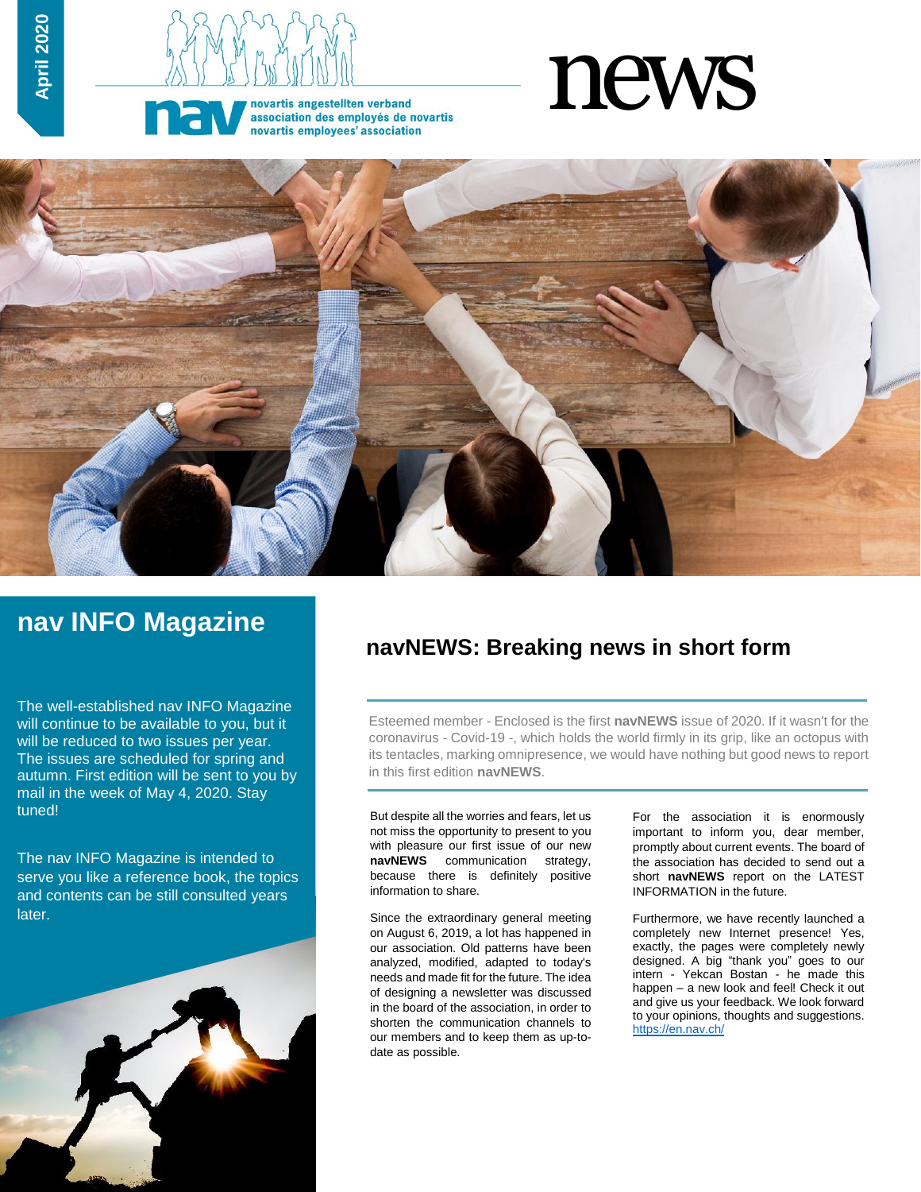April 2020

nav

novartis angestellten verband
association des employés de novartis
novartis employees' association

# news

## nav INFO Magazine

The well-established nav INFO Magazine will continue to be available to you, but it will be reduced to two issues per year. The issues are scheduled for spring and autumn. First edition will be sent to you by mail in the week of May 4, 2020. Stay tuned!

The nav INFO Magazine is intended to serve you like a reference book, the topics and contents can be still consulted years later.

## navNEWS: Breaking news in short form

Esteemed member - Enclosed is the first **navNEWS** issue of 2020. If it wasn't for the coronavirus - Covid-19 -, which holds the world firmly in its grip, like an octopus with its tentacles, marking omnipresence, we would have nothing but good news to report in this first edition **navNEWS**.

But despite all the worries and fears, let us not miss the opportunity to present to you with pleasure our first issue of our new **navNEWS** communication strategy, because there is definitely positive information to share.

Since the extraordinary general meeting on August 6, 2019, a lot has happened in our association. Old patterns have been analyzed, modified, adapted to today's needs and made fit for the future. The idea of designing a newsletter was discussed in the board of the association, in order to shorten the communication channels to our members and to keep them as up-to-date as possible.

For the association it is enormously important to inform you, dear member, promptly about current events. The board of the association has decided to send out a short **navNEWS** report on the LATEST INFORMATION in the future.

Furthermore, we have recently launched a completely new Internet presence! Yes, exactly, the pages were completely newly designed. A big "thank you" goes to our intern - Yekcan Bostan - he made this happen – a new look and feel! Check it out and give us your feedback. We look forward to your opinions, thoughts and suggestions. https://en.nav.ch/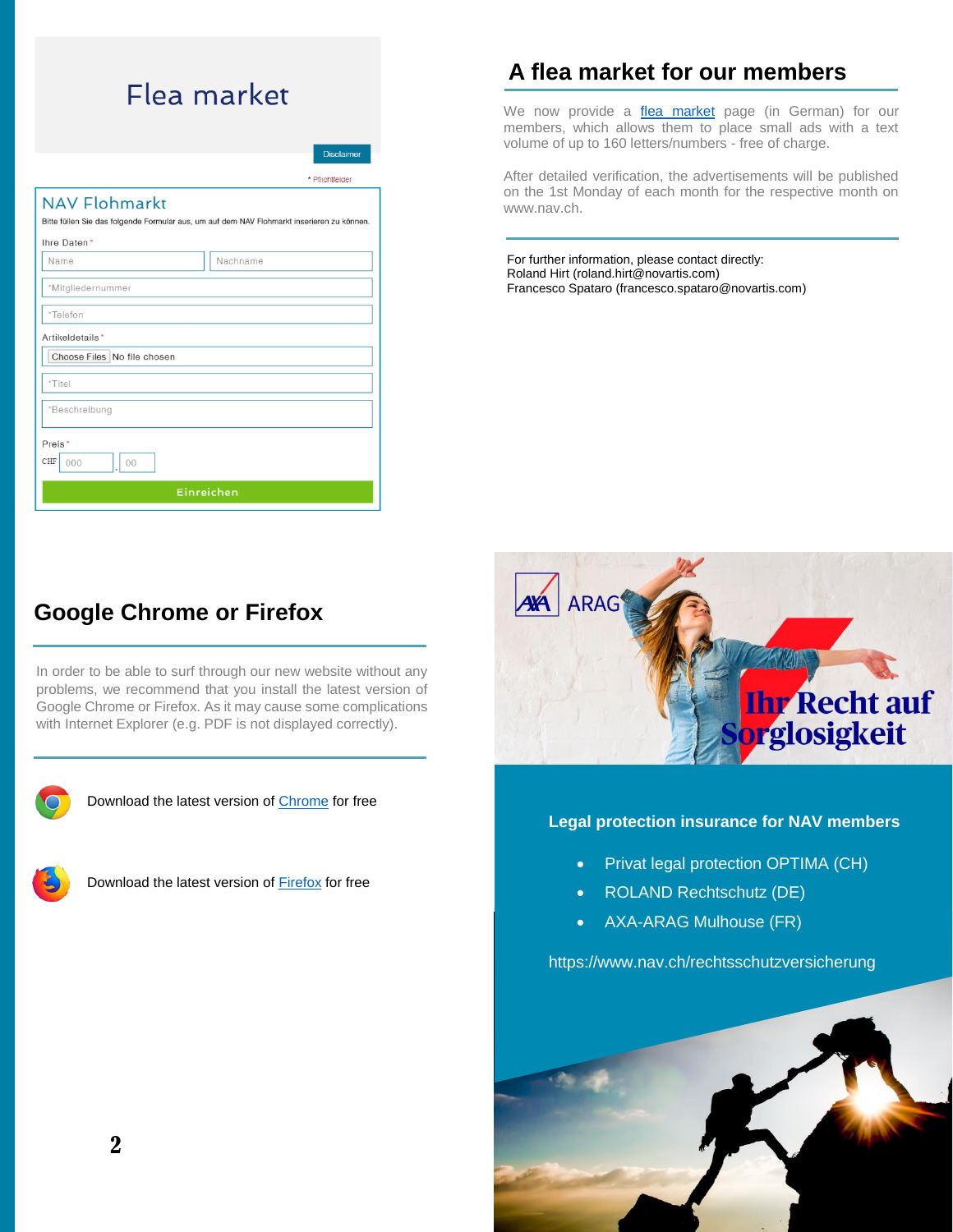## A flea market for our members

We now provide a flea market page (in German) for our members, which allows them to place small ads with a text volume of up to 160 letters/numbers - free of charge.

After detailed verification, the advertisements will be published on the 1st Monday of each month for the respective month on www.nav.ch.

For further information, please contact directly:
Roland Hirt (roland.hirt@novartis.com)
Francesco Spataro (francesco.spataro@novartis.com)

## Google Chrome or Firefox

In order to be able to surf through our new website without any problems, we recommend that you install the latest version of Google Chrome or Firefox. As it may cause some complications with Internet Explorer (e.g. PDF is not displayed correctly).

Download the latest version of Chrome for free

Download the latest version of Firefox for free

**Legal protection insurance for NAV members**

- Privat legal protection OPTIMA (CH)
- ROLAND Rechtschutz (DE)
- AXA-ARAG Mulhouse (FR)

https://www.nav.ch/rechtsschutzversicherung